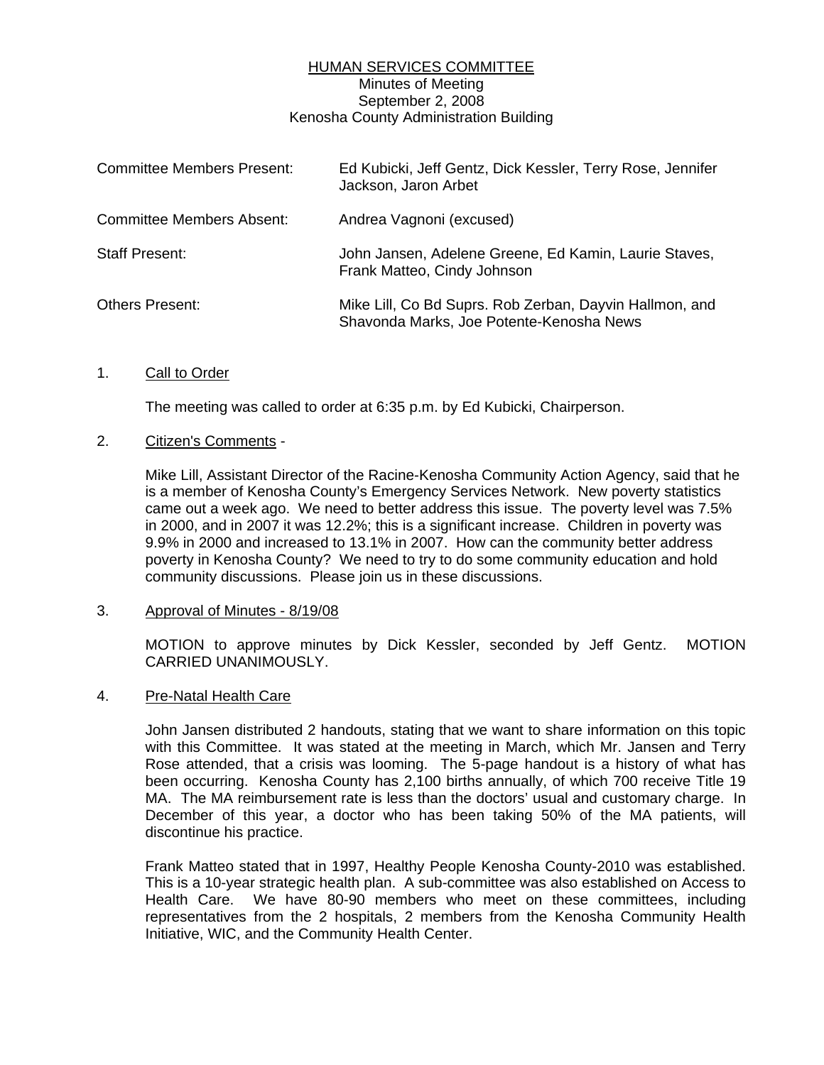# HUMAN SERVICES COMMITTEE

Minutes of Meeting
September 2, 2008
Kenosha County Administration Building

| | |
|---|---|
| Committee Members Present: | Ed Kubicki, Jeff Gentz, Dick Kessler, Terry Rose, Jennifer Jackson, Jaron Arbet |
| Committee Members Absent: | Andrea Vagnoni (excused) |
| Staff Present: | John Jansen, Adelene Greene, Ed Kamin, Laurie Staves, Frank Matteo, Cindy Johnson |
| Others Present: | Mike Lill, Co Bd Suprs. Rob Zerban, Dayvin Hallmon, and Shavonda Marks, Joe Potente-Kenosha News |

1. Call to Order

   The meeting was called to order at 6:35 p.m. by Ed Kubicki, Chairperson.

2. Citizen's Comments -

   Mike Lill, Assistant Director of the Racine-Kenosha Community Action Agency, said that he is a member of Kenosha County's Emergency Services Network. New poverty statistics came out a week ago. We need to better address this issue. The poverty level was 7.5% in 2000, and in 2007 it was 12.2%; this is a significant increase. Children in poverty was 9.9% in 2000 and increased to 13.1% in 2007. How can the community better address poverty in Kenosha County? We need to try to do some community education and hold community discussions. Please join us in these discussions.

3. Approval of Minutes - 8/19/08

   MOTION to approve minutes by Dick Kessler, seconded by Jeff Gentz. MOTION CARRIED UNANIMOUSLY.

4. Pre-Natal Health Care

   John Jansen distributed 2 handouts, stating that we want to share information on this topic with this Committee. It was stated at the meeting in March, which Mr. Jansen and Terry Rose attended, that a crisis was looming. The 5-page handout is a history of what has been occurring. Kenosha County has 2,100 births annually, of which 700 receive Title 19 MA. The MA reimbursement rate is less than the doctors' usual and customary charge. In December of this year, a doctor who has been taking 50% of the MA patients, will discontinue his practice.

   Frank Matteo stated that in 1997, Healthy People Kenosha County-2010 was established. This is a 10-year strategic health plan. A sub-committee was also established on Access to Health Care. We have 80-90 members who meet on these committees, including representatives from the 2 hospitals, 2 members from the Kenosha Community Health Initiative, WIC, and the Community Health Center.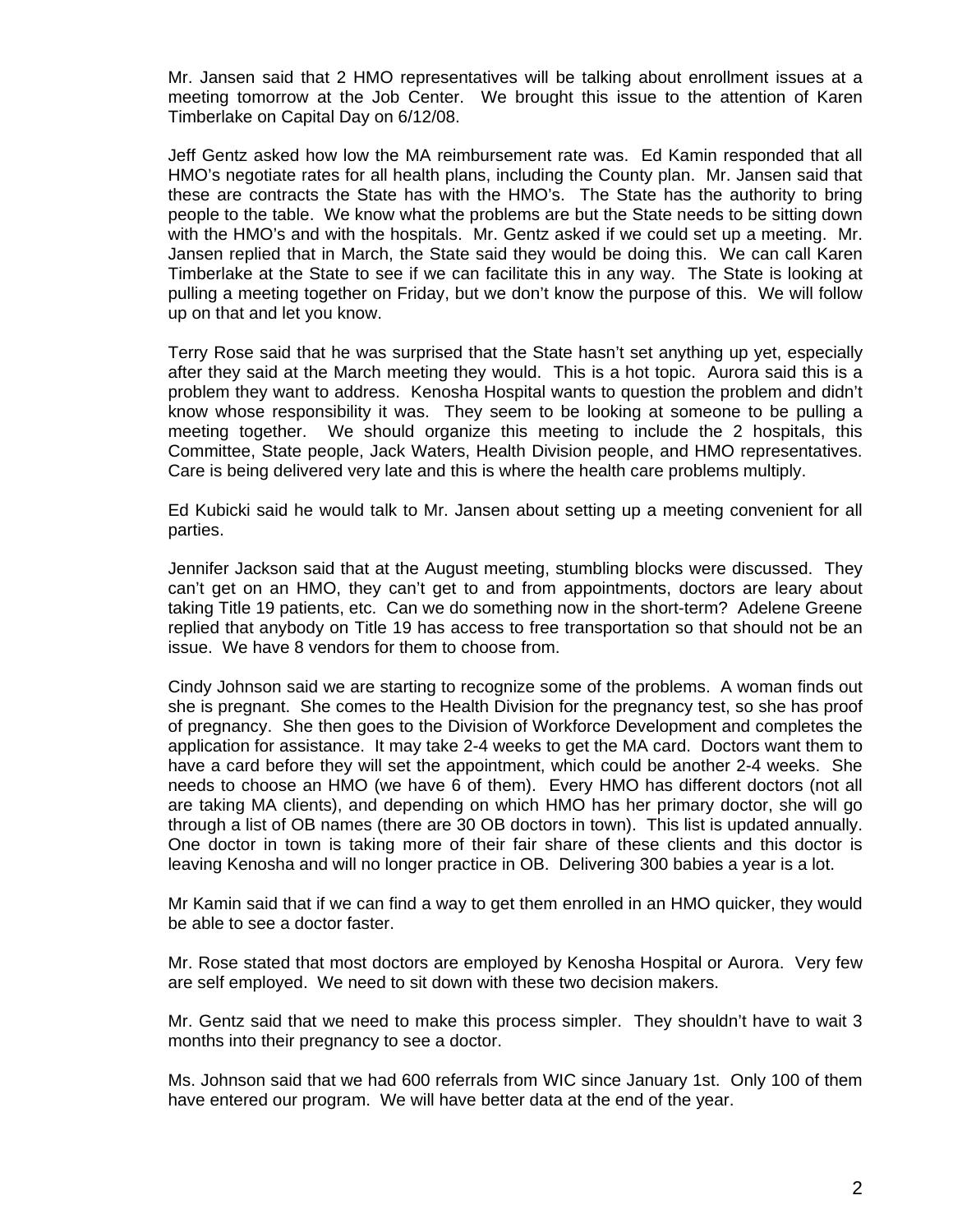Mr. Jansen said that 2 HMO representatives will be talking about enrollment issues at a meeting tomorrow at the Job Center. We brought this issue to the attention of Karen Timberlake on Capital Day on 6/12/08.

Jeff Gentz asked how low the MA reimbursement rate was. Ed Kamin responded that all HMO's negotiate rates for all health plans, including the County plan. Mr. Jansen said that these are contracts the State has with the HMO's. The State has the authority to bring people to the table. We know what the problems are but the State needs to be sitting down with the HMO's and with the hospitals. Mr. Gentz asked if we could set up a meeting. Mr. Jansen replied that in March, the State said they would be doing this. We can call Karen Timberlake at the State to see if we can facilitate this in any way. The State is looking at pulling a meeting together on Friday, but we don't know the purpose of this. We will follow up on that and let you know.

Terry Rose said that he was surprised that the State hasn't set anything up yet, especially after they said at the March meeting they would. This is a hot topic. Aurora said this is a problem they want to address. Kenosha Hospital wants to question the problem and didn't know whose responsibility it was. They seem to be looking at someone to be pulling a meeting together. We should organize this meeting to include the 2 hospitals, this Committee, State people, Jack Waters, Health Division people, and HMO representatives. Care is being delivered very late and this is where the health care problems multiply.

Ed Kubicki said he would talk to Mr. Jansen about setting up a meeting convenient for all parties.

Jennifer Jackson said that at the August meeting, stumbling blocks were discussed. They can't get on an HMO, they can't get to and from appointments, doctors are leary about taking Title 19 patients, etc. Can we do something now in the short-term? Adelene Greene replied that anybody on Title 19 has access to free transportation so that should not be an issue. We have 8 vendors for them to choose from.

Cindy Johnson said we are starting to recognize some of the problems. A woman finds out she is pregnant. She comes to the Health Division for the pregnancy test, so she has proof of pregnancy. She then goes to the Division of Workforce Development and completes the application for assistance. It may take 2-4 weeks to get the MA card. Doctors want them to have a card before they will set the appointment, which could be another 2-4 weeks. She needs to choose an HMO (we have 6 of them). Every HMO has different doctors (not all are taking MA clients), and depending on which HMO has her primary doctor, she will go through a list of OB names (there are 30 OB doctors in town). This list is updated annually. One doctor in town is taking more of their fair share of these clients and this doctor is leaving Kenosha and will no longer practice in OB. Delivering 300 babies a year is a lot.

Mr Kamin said that if we can find a way to get them enrolled in an HMO quicker, they would be able to see a doctor faster.

Mr. Rose stated that most doctors are employed by Kenosha Hospital or Aurora. Very few are self employed. We need to sit down with these two decision makers.

Mr. Gentz said that we need to make this process simpler. They shouldn't have to wait 3 months into their pregnancy to see a doctor.

Ms. Johnson said that we had 600 referrals from WIC since January 1st. Only 100 of them have entered our program. We will have better data at the end of the year.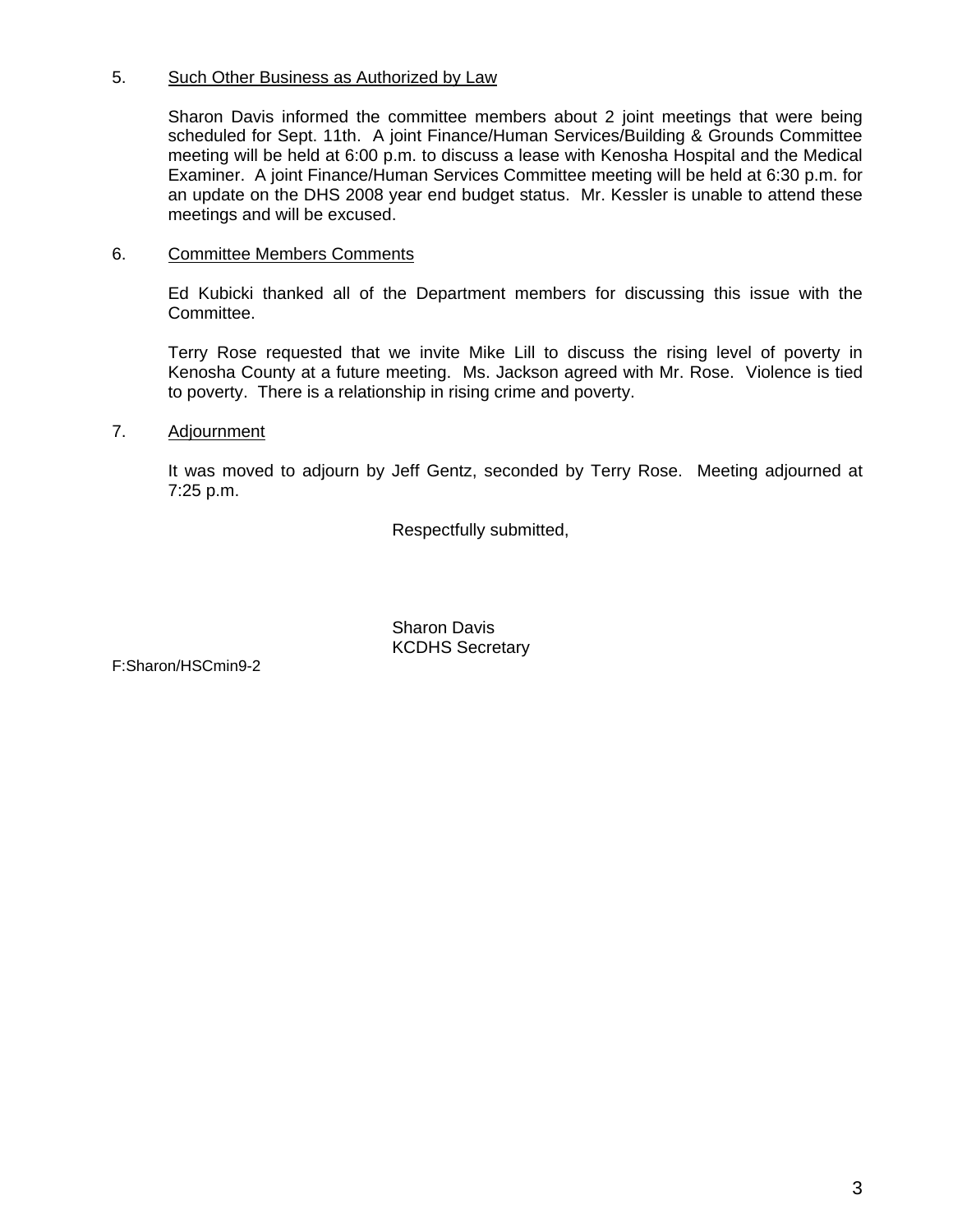5. Such Other Business as Authorized by Law

Sharon Davis informed the committee members about 2 joint meetings that were being scheduled for Sept. 11th. A joint Finance/Human Services/Building & Grounds Committee meeting will be held at 6:00 p.m. to discuss a lease with Kenosha Hospital and the Medical Examiner. A joint Finance/Human Services Committee meeting will be held at 6:30 p.m. for an update on the DHS 2008 year end budget status. Mr. Kessler is unable to attend these meetings and will be excused.

6. Committee Members Comments

Ed Kubicki thanked all of the Department members for discussing this issue with the Committee.

Terry Rose requested that we invite Mike Lill to discuss the rising level of poverty in Kenosha County at a future meeting. Ms. Jackson agreed with Mr. Rose. Violence is tied to poverty. There is a relationship in rising crime and poverty.

7. Adjournment

It was moved to adjourn by Jeff Gentz, seconded by Terry Rose. Meeting adjourned at 7:25 p.m.

Respectfully submitted,

Sharon Davis
KCDHS Secretary

F:Sharon/HSCmin9-2